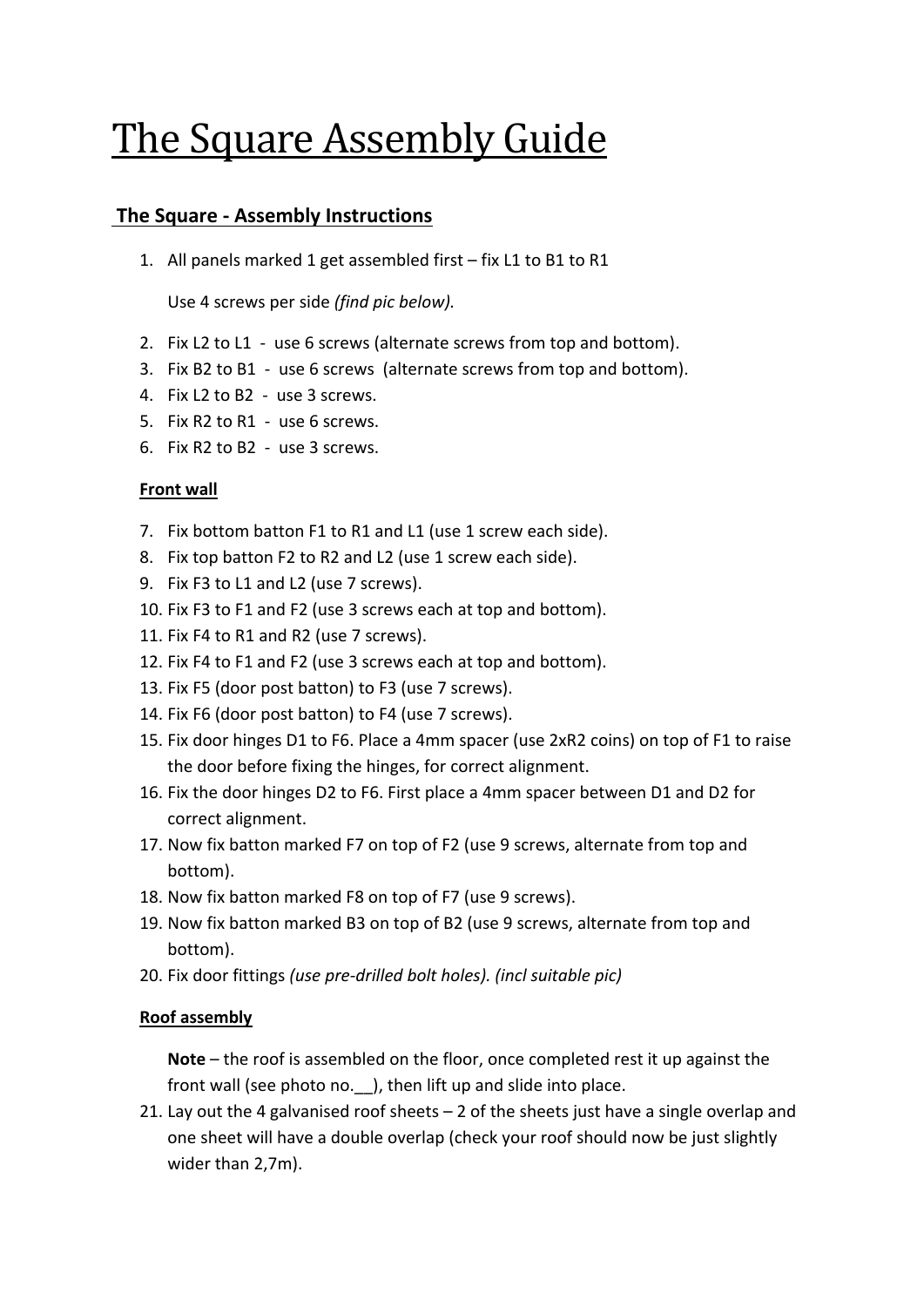# The Square Assembly Guide

## The Square - Assembly Instructions

1. All panels marked 1 get assembled first – fix L1 to B1 to R1

   Use 4 screws per side *(find pic below).*

2. Fix L2 to L1 - use 6 screws (alternate screws from top and bottom).
3. Fix B2 to B1 - use 6 screws (alternate screws from top and bottom).
4. Fix L2 to B2 - use 3 screws.
5. Fix R2 to R1 - use 6 screws.
6. Fix R2 to B2 - use 3 screws.

### Front wall

7. Fix bottom batton F1 to R1 and L1 (use 1 screw each side).
8. Fix top batton F2 to R2 and L2 (use 1 screw each side).
9. Fix F3 to L1 and L2 (use 7 screws).
10. Fix F3 to F1 and F2 (use 3 screws each at top and bottom).
11. Fix F4 to R1 and R2 (use 7 screws).
12. Fix F4 to F1 and F2 (use 3 screws each at top and bottom).
13. Fix F5 (door post batton) to F3 (use 7 screws).
14. Fix F6 (door post batton) to F4 (use 7 screws).
15. Fix door hinges D1 to F6. Place a 4mm spacer (use 2xR2 coins) on top of F1 to raise the door before fixing the hinges, for correct alignment.
16. Fix the door hinges D2 to F6. First place a 4mm spacer between D1 and D2 for correct alignment.
17. Now fix batton marked F7 on top of F2 (use 9 screws, alternate from top and bottom).
18. Now fix batton marked F8 on top of F7 (use 9 screws).
19. Now fix batton marked B3 on top of B2 (use 9 screws, alternate from top and bottom).
20. Fix door fittings *(use pre-drilled bolt holes). (incl suitable pic)*

### Roof assembly

**Note** – the roof is assembled on the floor, once completed rest it up against the front wall (see photo no.__), then lift up and slide into place.

21. Lay out the 4 galvanised roof sheets – 2 of the sheets just have a single overlap and one sheet will have a double overlap (check your roof should now be just slightly wider than 2,7m).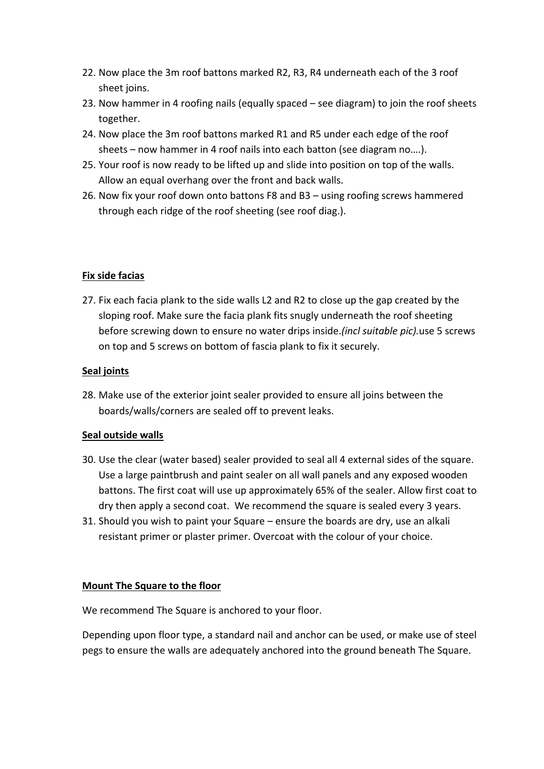22. Now place the 3m roof battons marked R2, R3, R4 underneath each of the 3 roof sheet joins.
23. Now hammer in 4 roofing nails (equally spaced – see diagram) to join the roof sheets together.
24. Now place the 3m roof battons marked R1 and R5 under each edge of the roof sheets – now hammer in 4 roof nails into each batton (see diagram no….).
25. Your roof is now ready to be lifted up and slide into position on top of the walls. Allow an equal overhang over the front and back walls.
26. Now fix your roof down onto battons F8 and B3 – using roofing screws hammered through each ridge of the roof sheeting (see roof diag.).

**Fix side facias**

27. Fix each facia plank to the side walls L2 and R2 to close up the gap created by the sloping roof. Make sure the facia plank fits snugly underneath the roof sheeting before screwing down to ensure no water drips inside.*(incl suitable pic).*use 5 screws on top and 5 screws on bottom of fascia plank to fix it securely.

**Seal joints**

28. Make use of the exterior joint sealer provided to ensure all joins between the boards/walls/corners are sealed off to prevent leaks.

**Seal outside walls**

30. Use the clear (water based) sealer provided to seal all 4 external sides of the square. Use a large paintbrush and paint sealer on all wall panels and any exposed wooden battons. The first coat will use up approximately 65% of the sealer. Allow first coat to dry then apply a second coat. We recommend the square is sealed every 3 years.
31. Should you wish to paint your Square – ensure the boards are dry, use an alkali resistant primer or plaster primer. Overcoat with the colour of your choice.

**Mount The Square to the floor**

We recommend The Square is anchored to your floor.

Depending upon floor type, a standard nail and anchor can be used, or make use of steel pegs to ensure the walls are adequately anchored into the ground beneath The Square.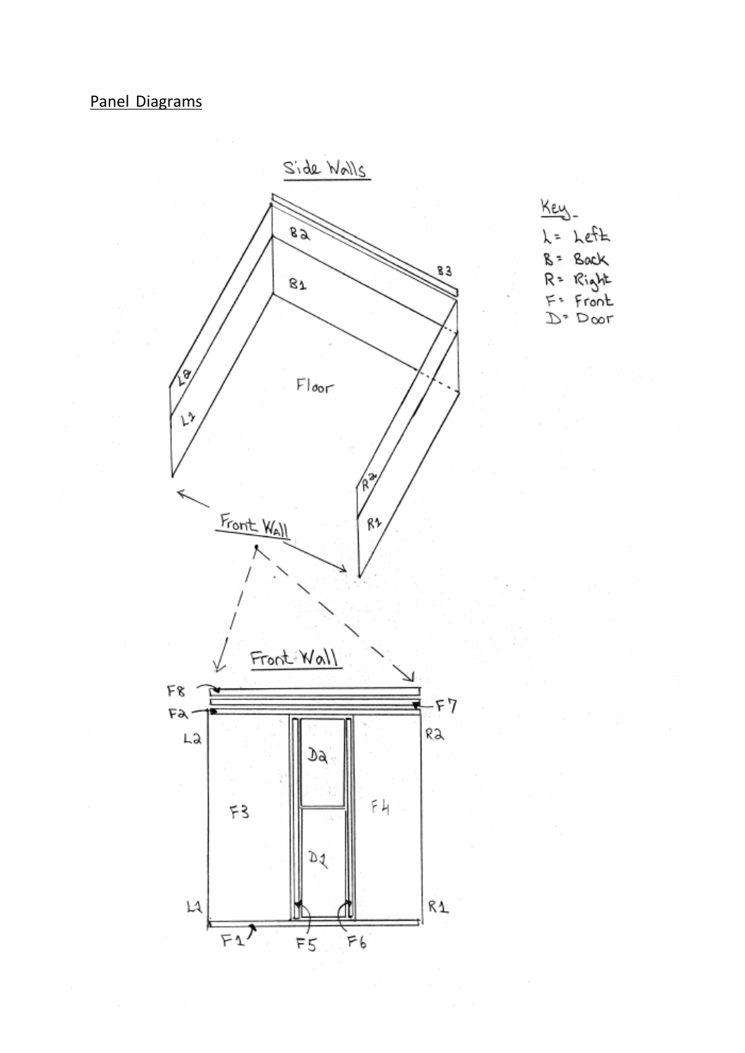## Panel Diagrams

Side Walls

Key
L = Left
B = Back
R = Right
F = Front
D = Door

B2
B3
B1
L2
L1
Floor
R2
R1

Front Wall

Front Wall

F8
F2
F7
L2
R2
D2
F3
F4
D1
L1
R1
F1
F5
F6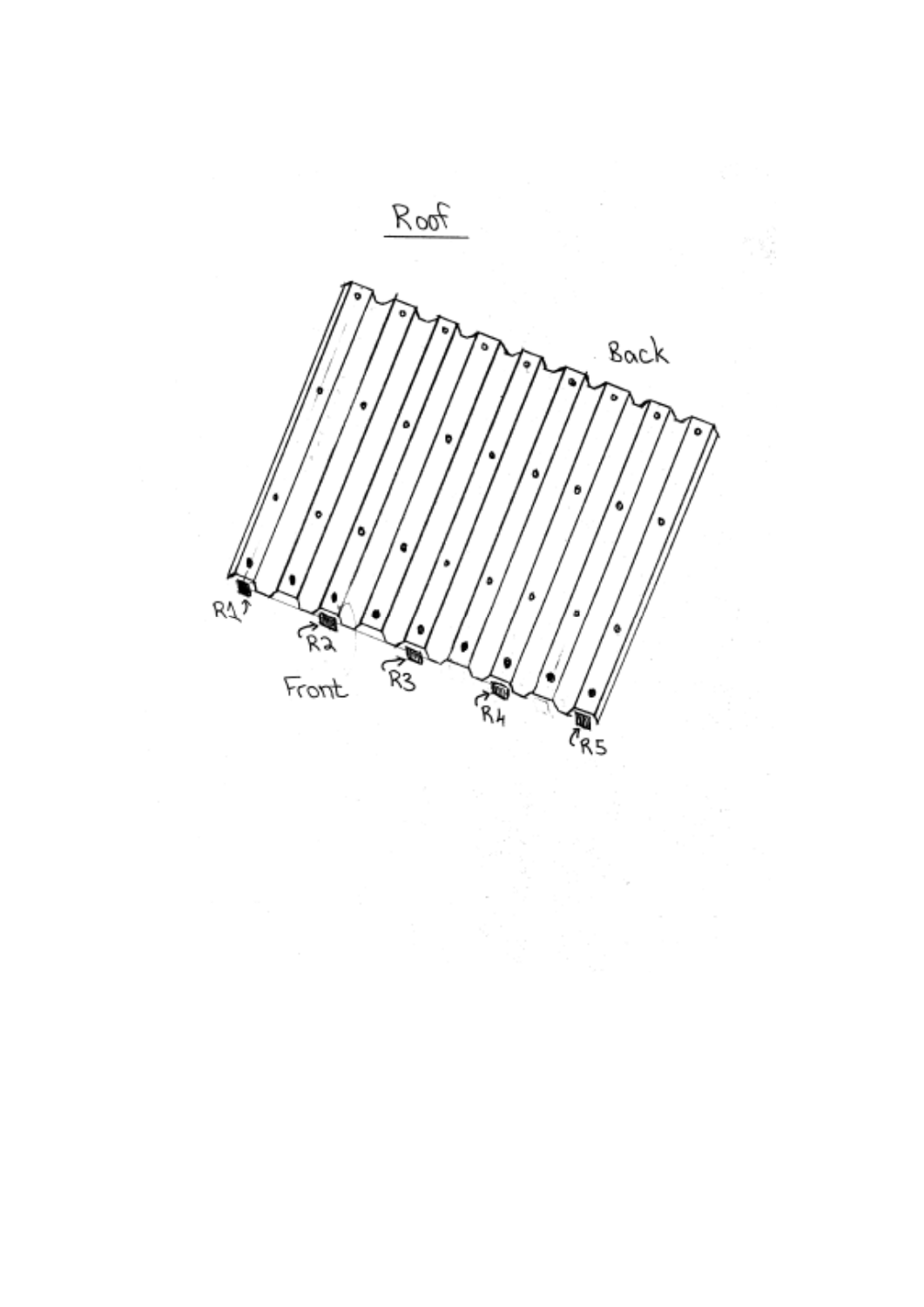# Roof

Back

R1 R2 R3 R4 R5

Front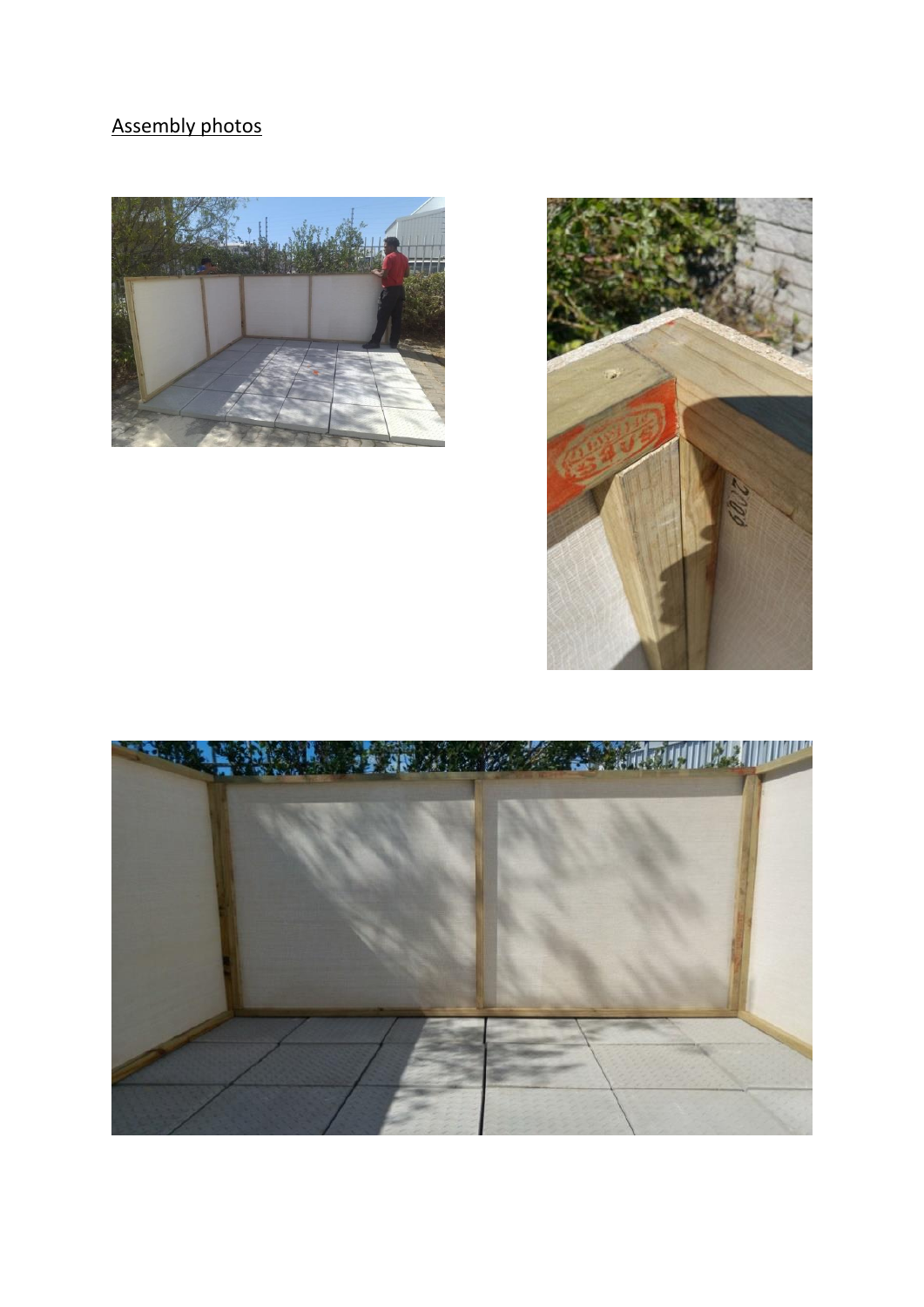Assembly photos